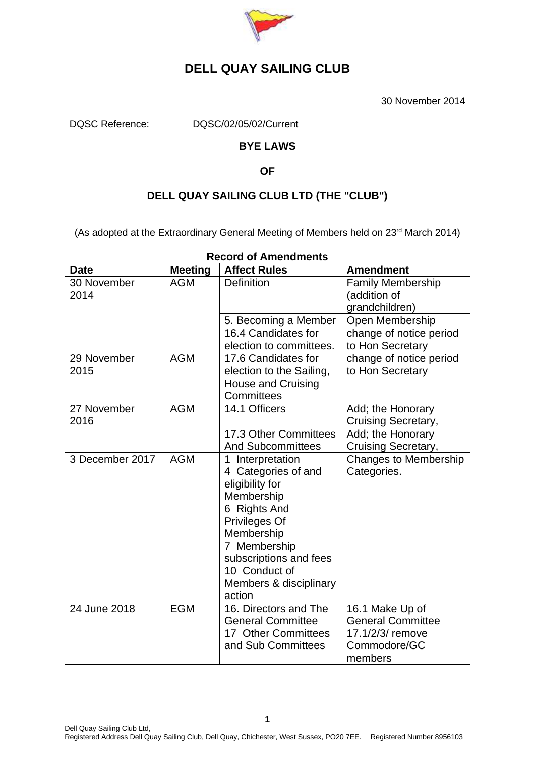# DELL QUAY SAILING CLUB

30 November 2014

DQSC Reference: DQSC/02/05/02/Current

**BYE LAWS**

**OF**

**DELL QUAY SAILING CLUB LTD (THE "CLUB")**

(As adopted at the Extraordinary General Meeting of Members held on 23rd March 2014)

**Record of Amendments**

| Date | Meeting | Affect Rules | Amendment |
|---|---|---|---|
| 30 November 2014 | AGM | Definition | Family Membership (addition of grandchildren) |
| | | 5. Becoming a Member | Open Membership |
| | | 16.4 Candidates for election to committees. | change of notice period to Hon Secretary |
| 29 November 2015 | AGM | 17.6 Candidates for election to the Sailing, House and Cruising Committees | change of notice period to Hon Secretary |
| 27 November 2016 | AGM | 14.1 Officers | Add; the Honorary Cruising Secretary, |
| | | 17.3 Other Committees And Subcommittees | Add; the Honorary Cruising Secretary, |
| 3 December 2017 | AGM | 1 Interpretation<br>4 Categories of and eligibility for Membership<br>6 Rights And Privileges Of Membership<br>7 Membership subscriptions and fees<br>10 Conduct of Members & disciplinary action | Changes to Membership Categories. |
| 24 June 2018 | EGM | 16. Directors and The General Committee<br>17 Other Committees and Sub Committees | 16.1 Make Up of General Committee<br>17.1/2/3/ remove Commodore/GC members |

Dell Quay Sailing Club Ltd,
Registered Address Dell Quay Sailing Club, Dell Quay, Chichester, West Sussex, PO20 7EE. Registered Number 8956103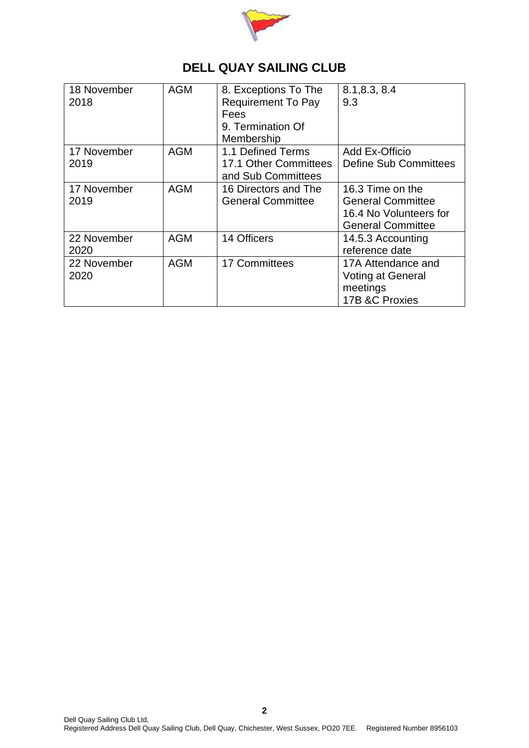# DELL QUAY SAILING CLUB

| | | | |
|---|---|---|---|
| 18 November 2018 | AGM | 8. Exceptions To The Requirement To Pay Fees<br>9. Termination Of Membership | 8.1,8.3, 8.4<br>9.3 |
| 17 November 2019 | AGM | 1.1 Defined Terms<br>17.1 Other Committees and Sub Committees | Add Ex-Officio<br>Define Sub Committees |
| 17 November 2019 | AGM | 16 Directors and The General Committee | 16.3 Time on the General Committee<br>16.4 No Volunteers for General Committee |
| 22 November 2020 | AGM | 14 Officers | 14.5.3 Accounting reference date |
| 22 November 2020 | AGM | 17 Committees | 17A Attendance and Voting at General meetings<br>17B &C Proxies |

Dell Quay Sailing Club Ltd,
Registered Address Dell Quay Sailing Club, Dell Quay, Chichester, West Sussex, PO20 7EE. Registered Number 8956103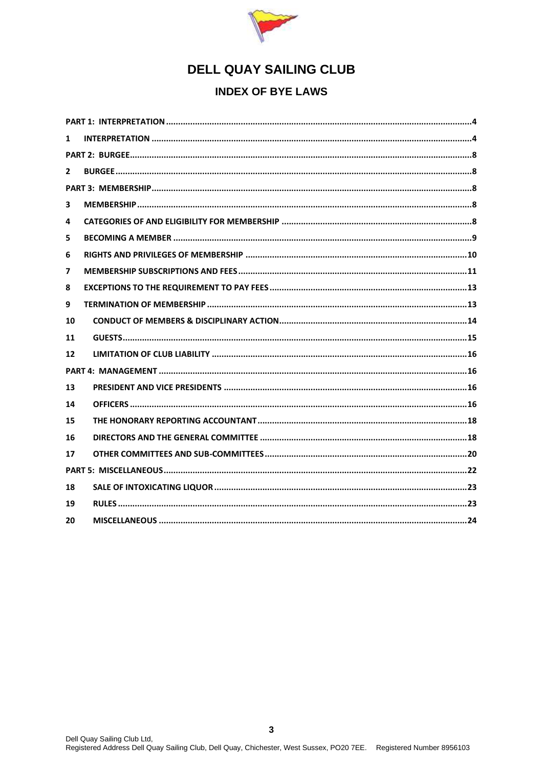# DELL QUAY SAILING CLUB

## INDEX OF BYE LAWS

| | | |
|---|---|---|
| **PART 1: INTERPRETATION** | | **4** |
| **1** | **INTERPRETATION** | **4** |
| **PART 2: BURGEE** | | **8** |
| **2** | **BURGEE** | **8** |
| **PART 3: MEMBERSHIP** | | **8** |
| **3** | **MEMBERSHIP** | **8** |
| **4** | **CATEGORIES OF AND ELIGIBILITY FOR MEMBERSHIP** | **8** |
| **5** | **BECOMING A MEMBER** | **9** |
| **6** | **RIGHTS AND PRIVILEGES OF MEMBERSHIP** | **10** |
| **7** | **MEMBERSHIP SUBSCRIPTIONS AND FEES** | **11** |
| **8** | **EXCEPTIONS TO THE REQUIREMENT TO PAY FEES** | **13** |
| **9** | **TERMINATION OF MEMBERSHIP** | **13** |
| **10** | **CONDUCT OF MEMBERS & DISCIPLINARY ACTION** | **14** |
| **11** | **GUESTS** | **15** |
| **12** | **LIMITATION OF CLUB LIABILITY** | **16** |
| **PART 4: MANAGEMENT** | | **16** |
| **13** | **PRESIDENT AND VICE PRESIDENTS** | **16** |
| **14** | **OFFICERS** | **16** |
| **15** | **THE HONORARY REPORTING ACCOUNTANT** | **18** |
| **16** | **DIRECTORS AND THE GENERAL COMMITTEE** | **18** |
| **17** | **OTHER COMMITTEES AND SUB-COMMITTEES** | **20** |
| **PART 5: MISCELLANEOUS** | | **22** |
| **18** | **SALE OF INTOXICATING LIQUOR** | **23** |
| **19** | **RULES** | **23** |
| **20** | **MISCELLANEOUS** | **24** |

Dell Quay Sailing Club Ltd,
Registered Address Dell Quay Sailing Club, Dell Quay, Chichester, West Sussex, PO20 7EE. Registered Number 8956103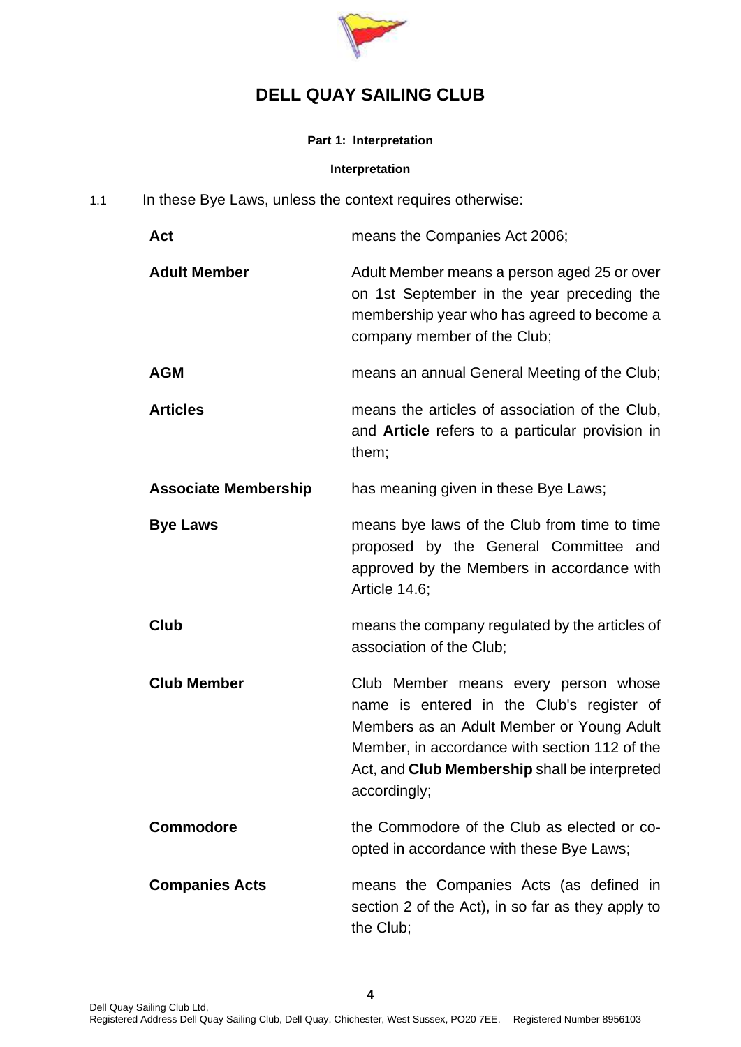# DELL QUAY SAILING CLUB

**Part 1: Interpretation**

**Interpretation**

1.1 In these Bye Laws, unless the context requires otherwise:

| | |
|---|---|
| **Act** | means the Companies Act 2006; |
| **Adult Member** | Adult Member means a person aged 25 or over on 1st September in the year preceding the membership year who has agreed to become a company member of the Club; |
| **AGM** | means an annual General Meeting of the Club; |
| **Articles** | means the articles of association of the Club, and **Article** refers to a particular provision in them; |
| **Associate Membership** | has meaning given in these Bye Laws; |
| **Bye Laws** | means bye laws of the Club from time to time proposed by the General Committee and approved by the Members in accordance with Article 14.6; |
| **Club** | means the company regulated by the articles of association of the Club; |
| **Club Member** | Club Member means every person whose name is entered in the Club's register of Members as an Adult Member or Young Adult Member, in accordance with section 112 of the Act, and **Club Membership** shall be interpreted accordingly; |
| **Commodore** | the Commodore of the Club as elected or co-opted in accordance with these Bye Laws; |
| **Companies Acts** | means the Companies Acts (as defined in section 2 of the Act), in so far as they apply to the Club; |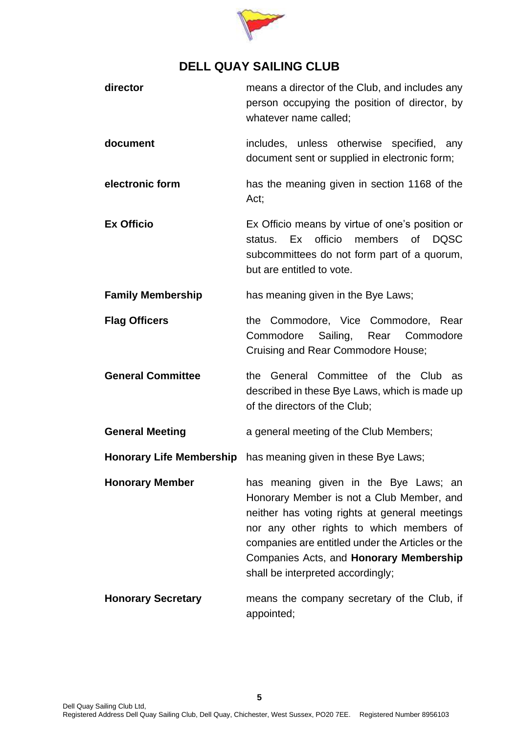# DELL QUAY SAILING CLUB

| | |
|---|---|
| **director** | means a director of the Club, and includes any person occupying the position of director, by whatever name called; |
| **document** | includes, unless otherwise specified, any document sent or supplied in electronic form; |
| **electronic form** | has the meaning given in section 1168 of the Act; |
| **Ex Officio** | Ex Officio means by virtue of one's position or status. Ex officio members of DQSC subcommittees do not form part of a quorum, but are entitled to vote. |
| **Family Membership** | has meaning given in the Bye Laws; |
| **Flag Officers** | the Commodore, Vice Commodore, Rear Commodore Sailing, Rear Commodore Cruising and Rear Commodore House; |
| **General Committee** | the General Committee of the Club as described in these Bye Laws, which is made up of the directors of the Club; |
| **General Meeting** | a general meeting of the Club Members; |
| **Honorary Life Membership** | has meaning given in these Bye Laws; |
| **Honorary Member** | has meaning given in the Bye Laws; an Honorary Member is not a Club Member, and neither has voting rights at general meetings nor any other rights to which members of companies are entitled under the Articles or the Companies Acts, and **Honorary Membership** shall be interpreted accordingly; |
| **Honorary Secretary** | means the company secretary of the Club, if appointed; |

Dell Quay Sailing Club Ltd,
Registered Address Dell Quay Sailing Club, Dell Quay, Chichester, West Sussex, PO20 7EE. Registered Number 8956103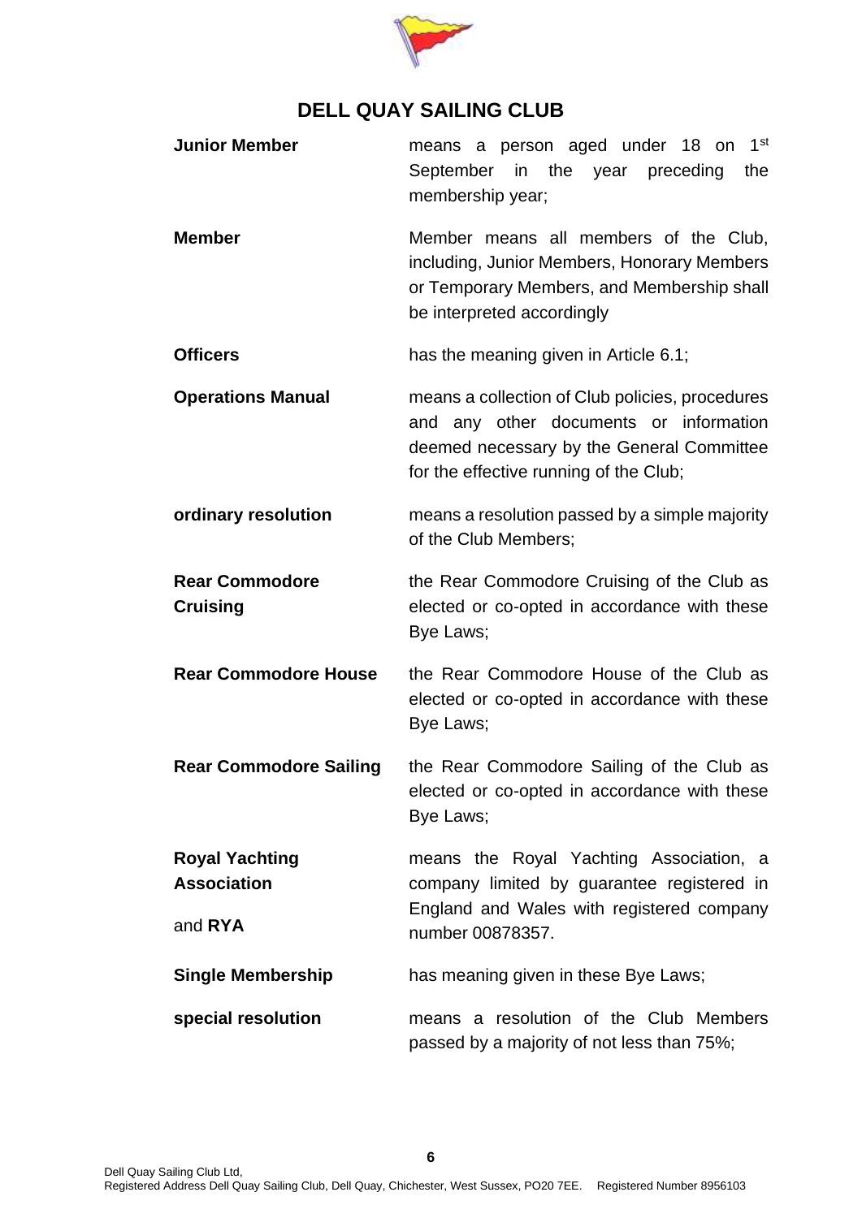| | |
|---|---|
| **Junior Member** | means a person aged under 18 on 1st September in the year preceding the membership year; |
| **Member** | Member means all members of the Club, including, Junior Members, Honorary Members or Temporary Members, and Membership shall be interpreted accordingly |
| **Officers** | has the meaning given in Article 6.1; |
| **Operations Manual** | means a collection of Club policies, procedures and any other documents or information deemed necessary by the General Committee for the effective running of the Club; |
| **ordinary resolution** | means a resolution passed by a simple majority of the Club Members; |
| **Rear Commodore Cruising** | the Rear Commodore Cruising of the Club as elected or co-opted in accordance with these Bye Laws; |
| **Rear Commodore House** | the Rear Commodore House of the Club as elected or co-opted in accordance with these Bye Laws; |
| **Rear Commodore Sailing** | the Rear Commodore Sailing of the Club as elected or co-opted in accordance with these Bye Laws; |
| **Royal Yachting Association** and **RYA** | means the Royal Yachting Association, a company limited by guarantee registered in England and Wales with registered company number 00878357. |
| **Single Membership** | has meaning given in these Bye Laws; |
| **special resolution** | means a resolution of the Club Members passed by a majority of not less than 75%; |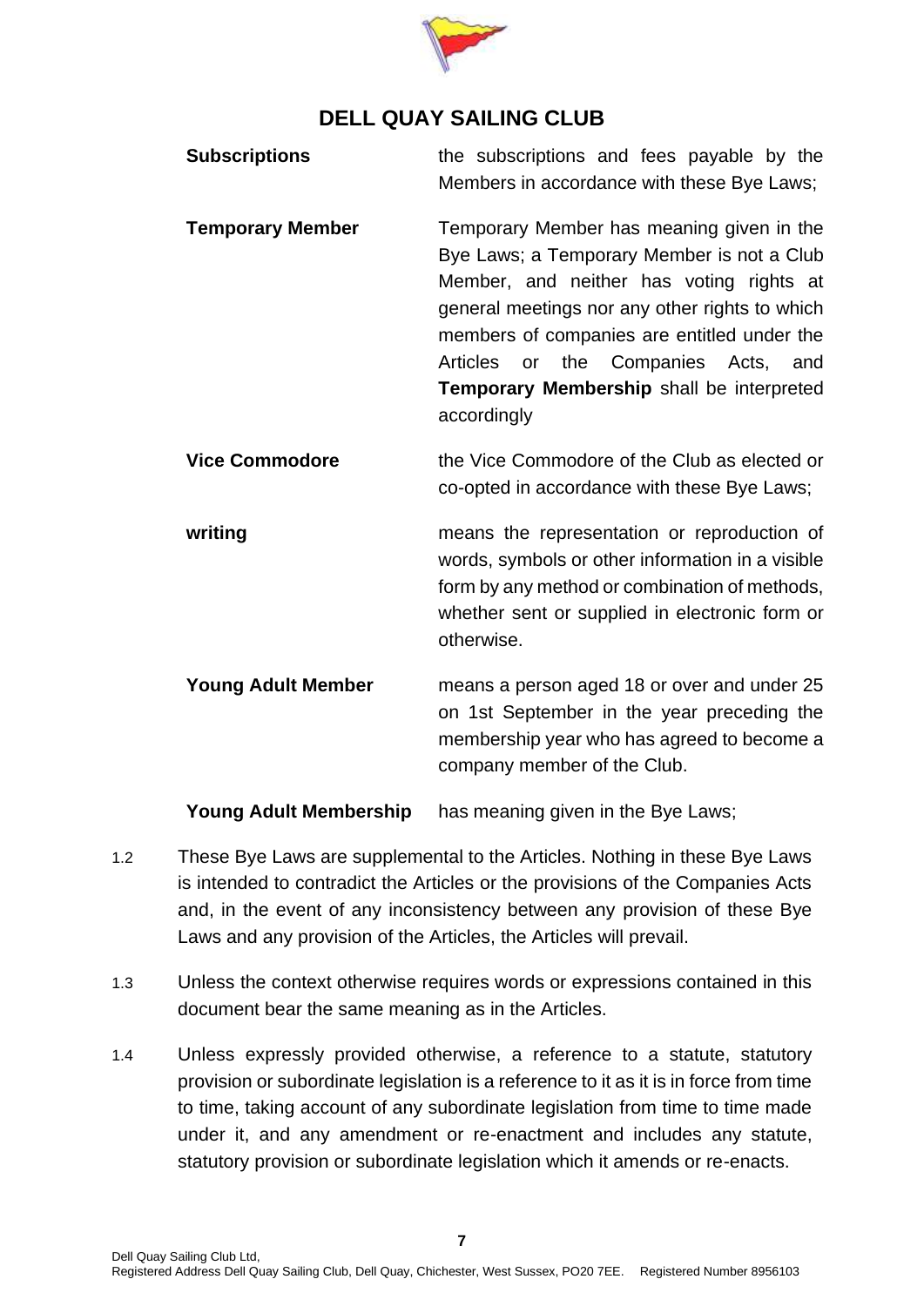**Subscriptions** the subscriptions and fees payable by the Members in accordance with these Bye Laws;

**Temporary Member** Temporary Member has meaning given in the Bye Laws; a Temporary Member is not a Club Member, and neither has voting rights at general meetings nor any other rights to which members of companies are entitled under the Articles or the Companies Acts, and **Temporary Membership** shall be interpreted accordingly

**Vice Commodore** the Vice Commodore of the Club as elected or co-opted in accordance with these Bye Laws;

**writing** means the representation or reproduction of words, symbols or other information in a visible form by any method or combination of methods, whether sent or supplied in electronic form or otherwise.

**Young Adult Member** means a person aged 18 or over and under 25 on 1st September in the year preceding the membership year who has agreed to become a company member of the Club.

**Young Adult Membership** has meaning given in the Bye Laws;

1.2 These Bye Laws are supplemental to the Articles. Nothing in these Bye Laws is intended to contradict the Articles or the provisions of the Companies Acts and, in the event of any inconsistency between any provision of these Bye Laws and any provision of the Articles, the Articles will prevail.

1.3 Unless the context otherwise requires words or expressions contained in this document bear the same meaning as in the Articles.

1.4 Unless expressly provided otherwise, a reference to a statute, statutory provision or subordinate legislation is a reference to it as it is in force from time to time, taking account of any subordinate legislation from time to time made under it, and any amendment or re-enactment and includes any statute, statutory provision or subordinate legislation which it amends or re-enacts.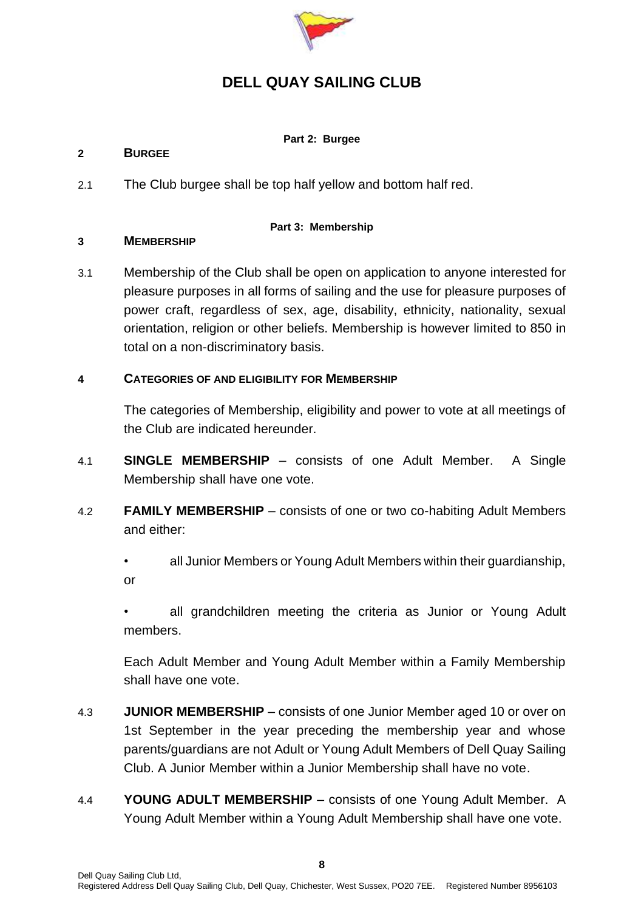# DELL QUAY SAILING CLUB

**Part 2: Burgee**

## 2 BURGEE

2.1 The Club burgee shall be top half yellow and bottom half red.

**Part 3: Membership**

## 3 MEMBERSHIP

3.1 Membership of the Club shall be open on application to anyone interested for pleasure purposes in all forms of sailing and the use for pleasure purposes of power craft, regardless of sex, age, disability, ethnicity, nationality, sexual orientation, religion or other beliefs. Membership is however limited to 850 in total on a non-discriminatory basis.

## 4 CATEGORIES OF AND ELIGIBILITY FOR MEMBERSHIP

The categories of Membership, eligibility and power to vote at all meetings of the Club are indicated hereunder.

4.1 **SINGLE MEMBERSHIP** – consists of one Adult Member. A Single Membership shall have one vote.

4.2 **FAMILY MEMBERSHIP** – consists of one or two co-habiting Adult Members and either:

- all Junior Members or Young Adult Members within their guardianship, or
- all grandchildren meeting the criteria as Junior or Young Adult members.

Each Adult Member and Young Adult Member within a Family Membership shall have one vote.

4.3 **JUNIOR MEMBERSHIP** – consists of one Junior Member aged 10 or over on 1st September in the year preceding the membership year and whose parents/guardians are not Adult or Young Adult Members of Dell Quay Sailing Club. A Junior Member within a Junior Membership shall have no vote.

4.4 **YOUNG ADULT MEMBERSHIP** – consists of one Young Adult Member. A Young Adult Member within a Young Adult Membership shall have one vote.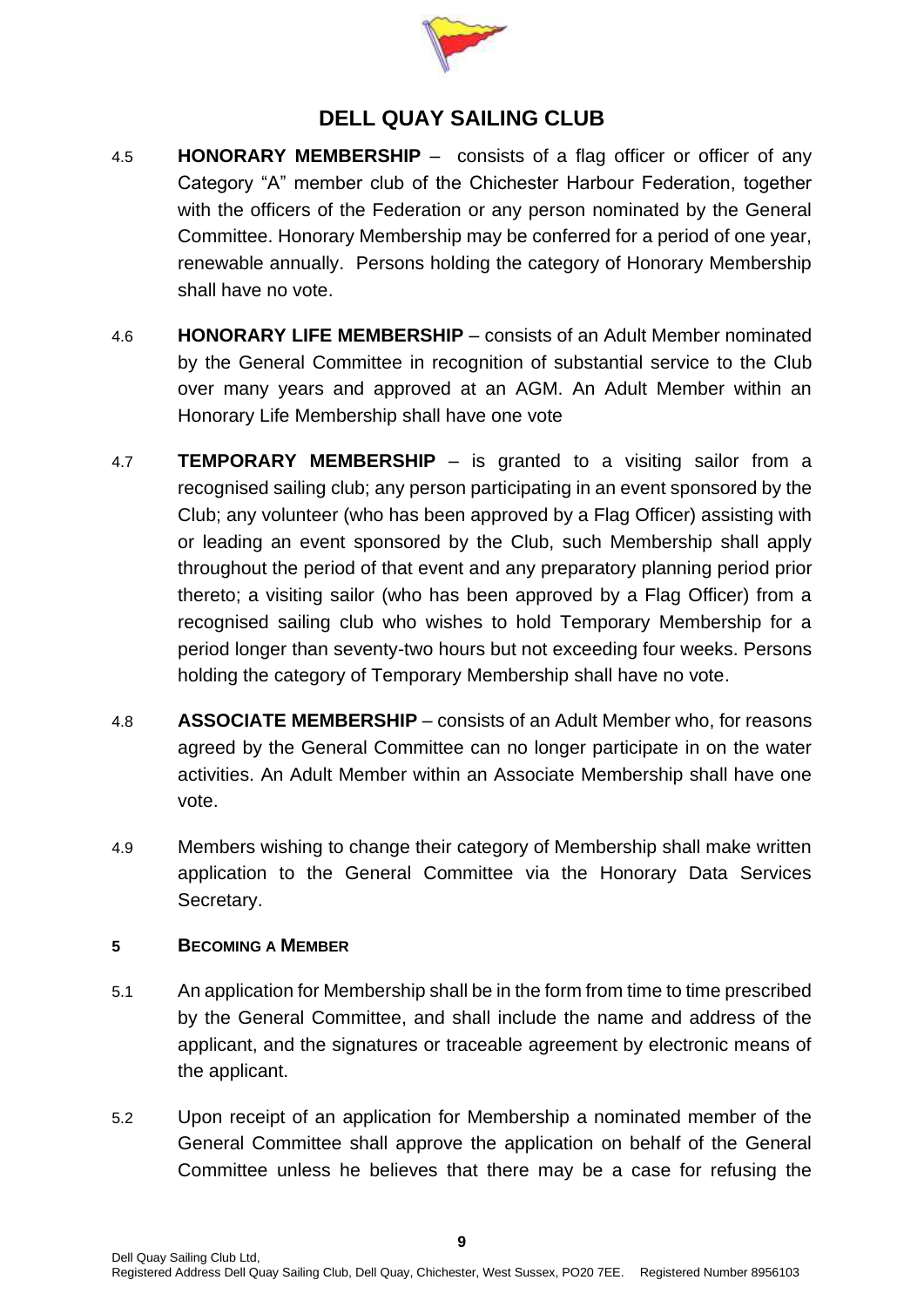# DELL QUAY SAILING CLUB

4.5 **HONORARY MEMBERSHIP** – consists of a flag officer or officer of any Category "A" member club of the Chichester Harbour Federation, together with the officers of the Federation or any person nominated by the General Committee. Honorary Membership may be conferred for a period of one year, renewable annually. Persons holding the category of Honorary Membership shall have no vote.

4.6 **HONORARY LIFE MEMBERSHIP** – consists of an Adult Member nominated by the General Committee in recognition of substantial service to the Club over many years and approved at an AGM. An Adult Member within an Honorary Life Membership shall have one vote

4.7 **TEMPORARY MEMBERSHIP** – is granted to a visiting sailor from a recognised sailing club; any person participating in an event sponsored by the Club; any volunteer (who has been approved by a Flag Officer) assisting with or leading an event sponsored by the Club, such Membership shall apply throughout the period of that event and any preparatory planning period prior thereto; a visiting sailor (who has been approved by a Flag Officer) from a recognised sailing club who wishes to hold Temporary Membership for a period longer than seventy-two hours but not exceeding four weeks. Persons holding the category of Temporary Membership shall have no vote.

4.8 **ASSOCIATE MEMBERSHIP** – consists of an Adult Member who, for reasons agreed by the General Committee can no longer participate in on the water activities. An Adult Member within an Associate Membership shall have one vote.

4.9 Members wishing to change their category of Membership shall make written application to the General Committee via the Honorary Data Services Secretary.

## 5 BECOMING A MEMBER

5.1 An application for Membership shall be in the form from time to time prescribed by the General Committee, and shall include the name and address of the applicant, and the signatures or traceable agreement by electronic means of the applicant.

5.2 Upon receipt of an application for Membership a nominated member of the General Committee shall approve the application on behalf of the General Committee unless he believes that there may be a case for refusing the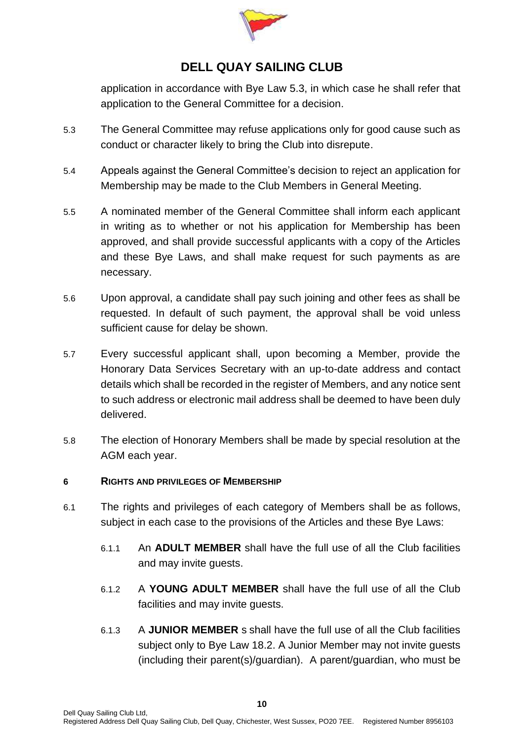application in accordance with Bye Law 5.3, in which case he shall refer that application to the General Committee for a decision.

5.3 The General Committee may refuse applications only for good cause such as conduct or character likely to bring the Club into disrepute.

5.4 Appeals against the General Committee's decision to reject an application for Membership may be made to the Club Members in General Meeting.

5.5 A nominated member of the General Committee shall inform each applicant in writing as to whether or not his application for Membership has been approved, and shall provide successful applicants with a copy of the Articles and these Bye Laws, and shall make request for such payments as are necessary.

5.6 Upon approval, a candidate shall pay such joining and other fees as shall be requested. In default of such payment, the approval shall be void unless sufficient cause for delay be shown.

5.7 Every successful applicant shall, upon becoming a Member, provide the Honorary Data Services Secretary with an up-to-date address and contact details which shall be recorded in the register of Members, and any notice sent to such address or electronic mail address shall be deemed to have been duly delivered.

5.8 The election of Honorary Members shall be made by special resolution at the AGM each year.

## 6 RIGHTS AND PRIVILEGES OF MEMBERSHIP

6.1 The rights and privileges of each category of Members shall be as follows, subject in each case to the provisions of the Articles and these Bye Laws:

6.1.1 An **ADULT MEMBER** shall have the full use of all the Club facilities and may invite guests.

6.1.2 A **YOUNG ADULT MEMBER** shall have the full use of all the Club facilities and may invite guests.

6.1.3 A **JUNIOR MEMBER** s shall have the full use of all the Club facilities subject only to Bye Law 18.2. A Junior Member may not invite guests (including their parent(s)/guardian). A parent/guardian, who must be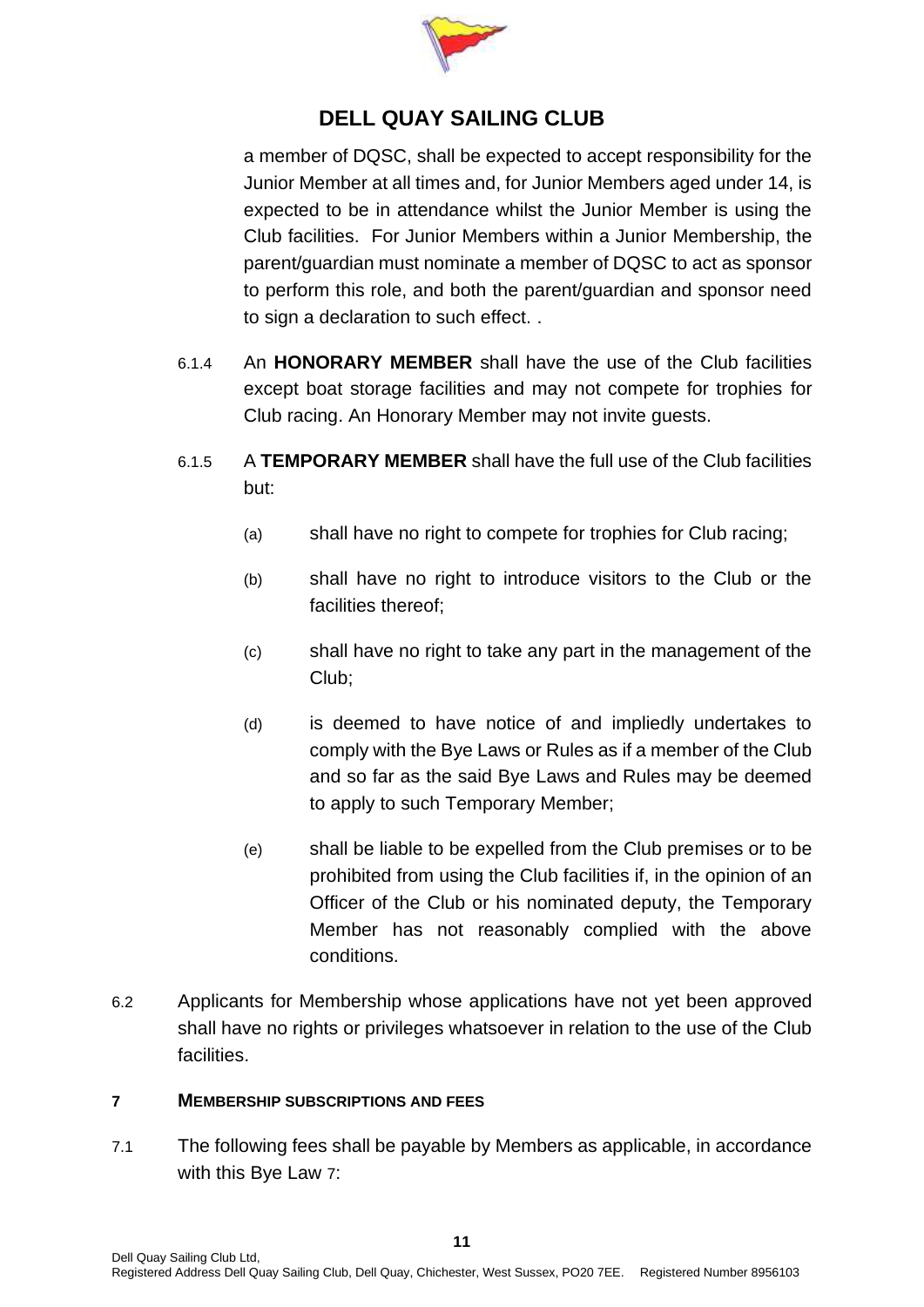a member of DQSC, shall be expected to accept responsibility for the Junior Member at all times and, for Junior Members aged under 14, is expected to be in attendance whilst the Junior Member is using the Club facilities. For Junior Members within a Junior Membership, the parent/guardian must nominate a member of DQSC to act as sponsor to perform this role, and both the parent/guardian and sponsor need to sign a declaration to such effect. .

6.1.4 An **HONORARY MEMBER** shall have the use of the Club facilities except boat storage facilities and may not compete for trophies for Club racing. An Honorary Member may not invite guests.

6.1.5 A **TEMPORARY MEMBER** shall have the full use of the Club facilities but:

(a) shall have no right to compete for trophies for Club racing;

(b) shall have no right to introduce visitors to the Club or the facilities thereof;

(c) shall have no right to take any part in the management of the Club;

(d) is deemed to have notice of and impliedly undertakes to comply with the Bye Laws or Rules as if a member of the Club and so far as the said Bye Laws and Rules may be deemed to apply to such Temporary Member;

(e) shall be liable to be expelled from the Club premises or to be prohibited from using the Club facilities if, in the opinion of an Officer of the Club or his nominated deputy, the Temporary Member has not reasonably complied with the above conditions.

6.2 Applicants for Membership whose applications have not yet been approved shall have no rights or privileges whatsoever in relation to the use of the Club facilities.

## 7 MEMBERSHIP SUBSCRIPTIONS AND FEES

7.1 The following fees shall be payable by Members as applicable, in accordance with this Bye Law 7: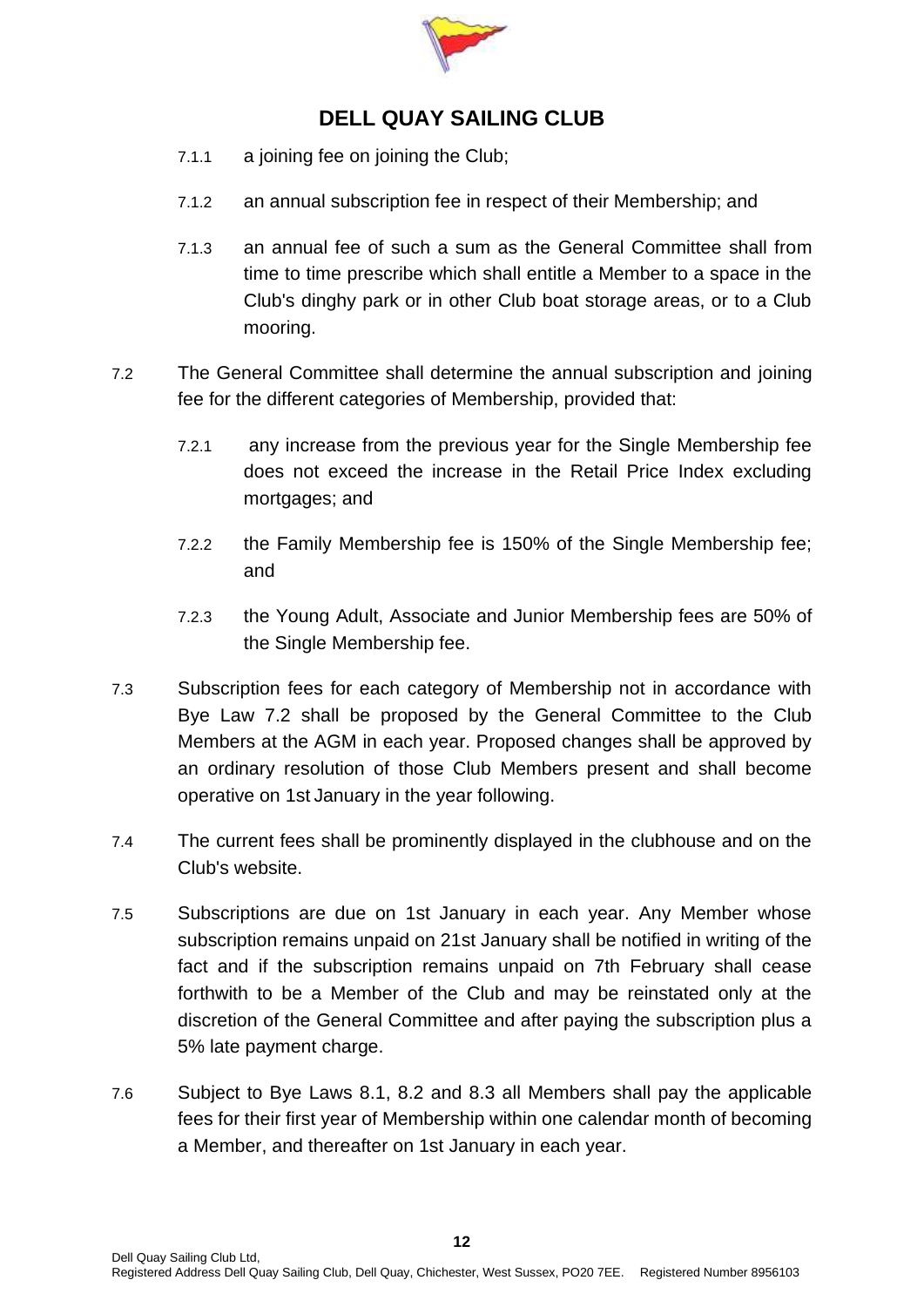7.1.1 a joining fee on joining the Club;

7.1.2 an annual subscription fee in respect of their Membership; and

7.1.3 an annual fee of such a sum as the General Committee shall from time to time prescribe which shall entitle a Member to a space in the Club's dinghy park or in other Club boat storage areas, or to a Club mooring.

7.2 The General Committee shall determine the annual subscription and joining fee for the different categories of Membership, provided that:

7.2.1 any increase from the previous year for the Single Membership fee does not exceed the increase in the Retail Price Index excluding mortgages; and

7.2.2 the Family Membership fee is 150% of the Single Membership fee; and

7.2.3 the Young Adult, Associate and Junior Membership fees are 50% of the Single Membership fee.

7.3 Subscription fees for each category of Membership not in accordance with Bye Law 7.2 shall be proposed by the General Committee to the Club Members at the AGM in each year. Proposed changes shall be approved by an ordinary resolution of those Club Members present and shall become operative on 1st January in the year following.

7.4 The current fees shall be prominently displayed in the clubhouse and on the Club's website.

7.5 Subscriptions are due on 1st January in each year. Any Member whose subscription remains unpaid on 21st January shall be notified in writing of the fact and if the subscription remains unpaid on 7th February shall cease forthwith to be a Member of the Club and may be reinstated only at the discretion of the General Committee and after paying the subscription plus a 5% late payment charge.

7.6 Subject to Bye Laws 8.1, 8.2 and 8.3 all Members shall pay the applicable fees for their first year of Membership within one calendar month of becoming a Member, and thereafter on 1st January in each year.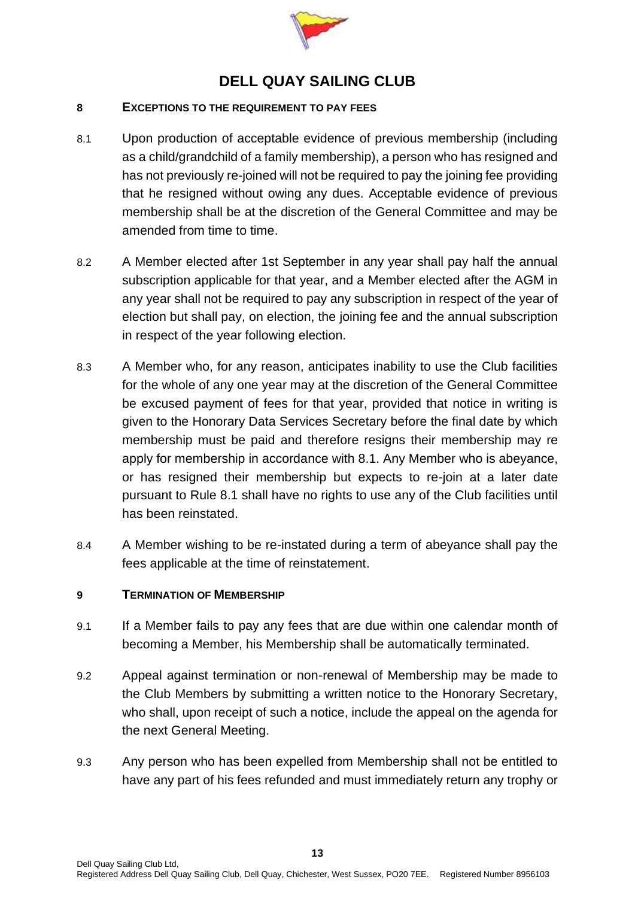# DELL QUAY SAILING CLUB

## 8 EXCEPTIONS TO THE REQUIREMENT TO PAY FEES

8.1 Upon production of acceptable evidence of previous membership (including as a child/grandchild of a family membership), a person who has resigned and has not previously re-joined will not be required to pay the joining fee providing that he resigned without owing any dues. Acceptable evidence of previous membership shall be at the discretion of the General Committee and may be amended from time to time.

8.2 A Member elected after 1st September in any year shall pay half the annual subscription applicable for that year, and a Member elected after the AGM in any year shall not be required to pay any subscription in respect of the year of election but shall pay, on election, the joining fee and the annual subscription in respect of the year following election.

8.3 A Member who, for any reason, anticipates inability to use the Club facilities for the whole of any one year may at the discretion of the General Committee be excused payment of fees for that year, provided that notice in writing is given to the Honorary Data Services Secretary before the final date by which membership must be paid and therefore resigns their membership may re apply for membership in accordance with 8.1. Any Member who is abeyance, or has resigned their membership but expects to re-join at a later date pursuant to Rule 8.1 shall have no rights to use any of the Club facilities until has been reinstated.

8.4 A Member wishing to be re-instated during a term of abeyance shall pay the fees applicable at the time of reinstatement.

## 9 TERMINATION OF MEMBERSHIP

9.1 If a Member fails to pay any fees that are due within one calendar month of becoming a Member, his Membership shall be automatically terminated.

9.2 Appeal against termination or non-renewal of Membership may be made to the Club Members by submitting a written notice to the Honorary Secretary, who shall, upon receipt of such a notice, include the appeal on the agenda for the next General Meeting.

9.3 Any person who has been expelled from Membership shall not be entitled to have any part of his fees refunded and must immediately return any trophy or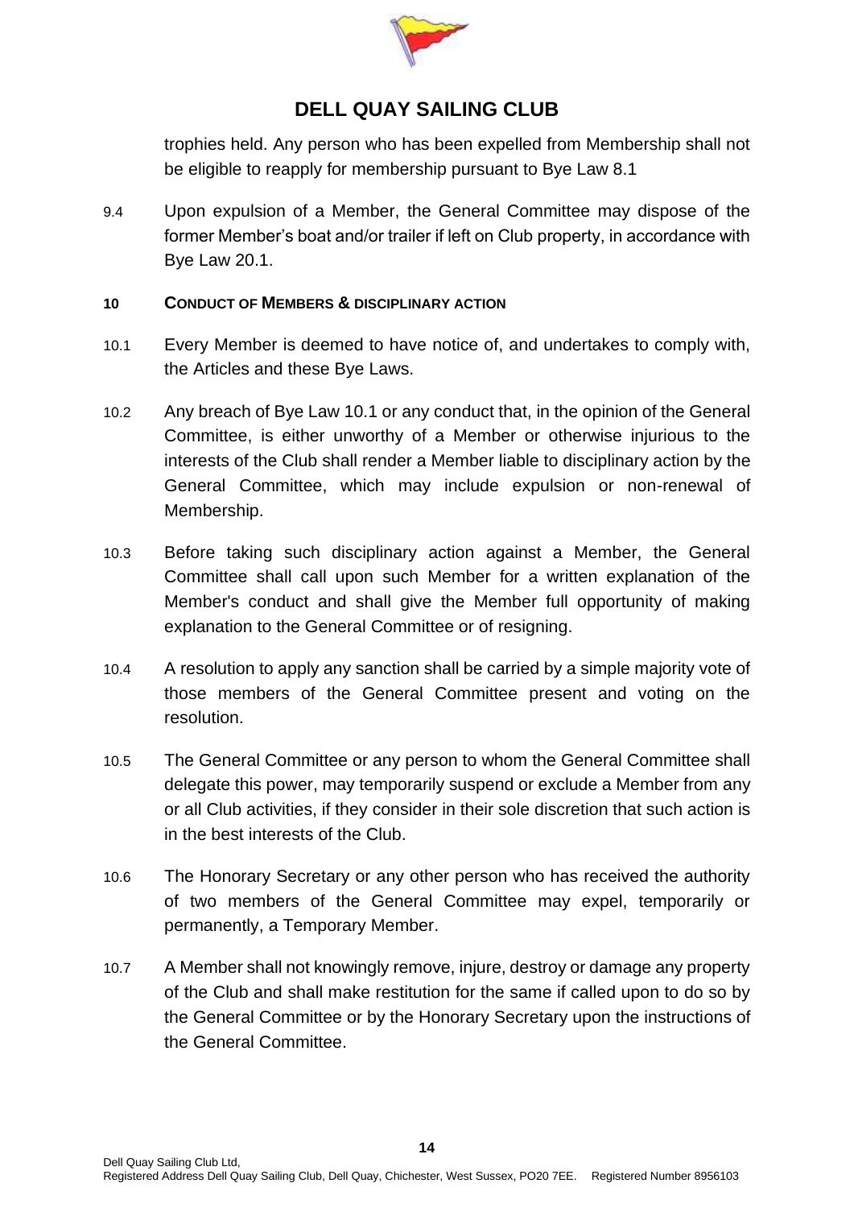trophies held. Any person who has been expelled from Membership shall not be eligible to reapply for membership pursuant to Bye Law 8.1

9.4 Upon expulsion of a Member, the General Committee may dispose of the former Member's boat and/or trailer if left on Club property, in accordance with Bye Law 20.1.

## 10 CONDUCT OF MEMBERS & DISCIPLINARY ACTION

10.1 Every Member is deemed to have notice of, and undertakes to comply with, the Articles and these Bye Laws.

10.2 Any breach of Bye Law 10.1 or any conduct that, in the opinion of the General Committee, is either unworthy of a Member or otherwise injurious to the interests of the Club shall render a Member liable to disciplinary action by the General Committee, which may include expulsion or non-renewal of Membership.

10.3 Before taking such disciplinary action against a Member, the General Committee shall call upon such Member for a written explanation of the Member's conduct and shall give the Member full opportunity of making explanation to the General Committee or of resigning.

10.4 A resolution to apply any sanction shall be carried by a simple majority vote of those members of the General Committee present and voting on the resolution.

10.5 The General Committee or any person to whom the General Committee shall delegate this power, may temporarily suspend or exclude a Member from any or all Club activities, if they consider in their sole discretion that such action is in the best interests of the Club.

10.6 The Honorary Secretary or any other person who has received the authority of two members of the General Committee may expel, temporarily or permanently, a Temporary Member.

10.7 A Member shall not knowingly remove, injure, destroy or damage any property of the Club and shall make restitution for the same if called upon to do so by the General Committee or by the Honorary Secretary upon the instructions of the General Committee.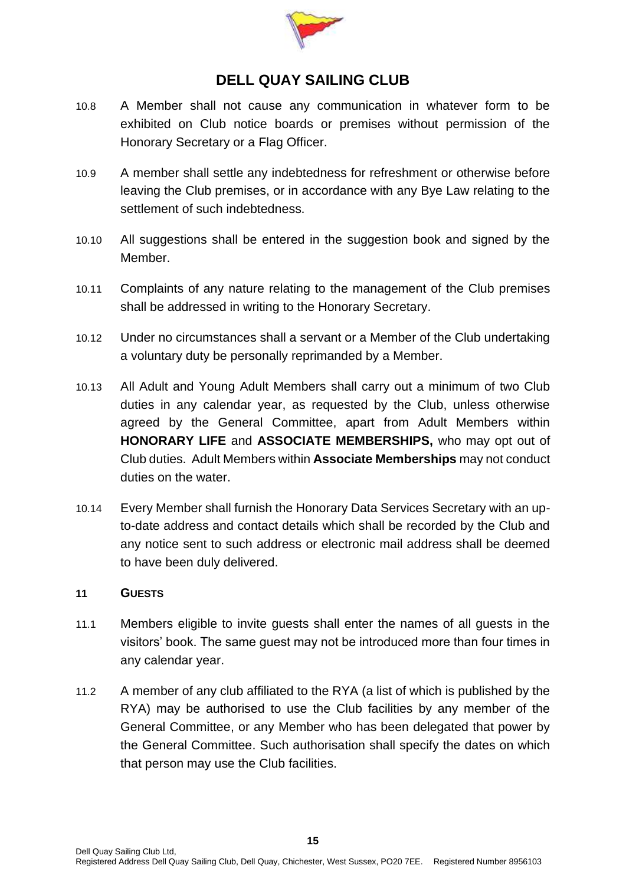10.8 A Member shall not cause any communication in whatever form to be exhibited on Club notice boards or premises without permission of the Honorary Secretary or a Flag Officer.

10.9 A member shall settle any indebtedness for refreshment or otherwise before leaving the Club premises, or in accordance with any Bye Law relating to the settlement of such indebtedness.

10.10 All suggestions shall be entered in the suggestion book and signed by the Member.

10.11 Complaints of any nature relating to the management of the Club premises shall be addressed in writing to the Honorary Secretary.

10.12 Under no circumstances shall a servant or a Member of the Club undertaking a voluntary duty be personally reprimanded by a Member.

10.13 All Adult and Young Adult Members shall carry out a minimum of two Club duties in any calendar year, as requested by the Club, unless otherwise agreed by the General Committee, apart from Adult Members within **HONORARY LIFE** and **ASSOCIATE MEMBERSHIPS,** who may opt out of Club duties. Adult Members within **Associate Memberships** may not conduct duties on the water.

10.14 Every Member shall furnish the Honorary Data Services Secretary with an up-to-date address and contact details which shall be recorded by the Club and any notice sent to such address or electronic mail address shall be deemed to have been duly delivered.

## 11 GUESTS

11.1 Members eligible to invite guests shall enter the names of all guests in the visitors' book. The same guest may not be introduced more than four times in any calendar year.

11.2 A member of any club affiliated to the RYA (a list of which is published by the RYA) may be authorised to use the Club facilities by any member of the General Committee, or any Member who has been delegated that power by the General Committee. Such authorisation shall specify the dates on which that person may use the Club facilities.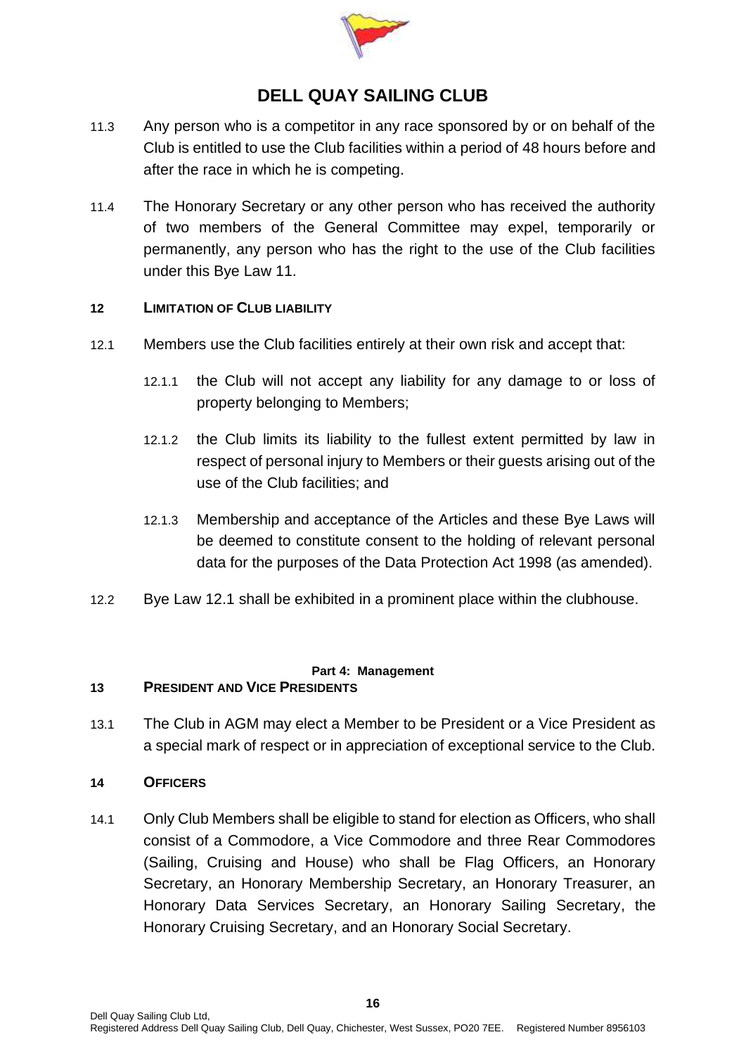11.3 Any person who is a competitor in any race sponsored by or on behalf of the Club is entitled to use the Club facilities within a period of 48 hours before and after the race in which he is competing.

11.4 The Honorary Secretary or any other person who has received the authority of two members of the General Committee may expel, temporarily or permanently, any person who has the right to the use of the Club facilities under this Bye Law 11.

### 12 LIMITATION OF CLUB LIABILITY

12.1 Members use the Club facilities entirely at their own risk and accept that:

- 12.1.1 the Club will not accept any liability for any damage to or loss of property belonging to Members;
- 12.1.2 the Club limits its liability to the fullest extent permitted by law in respect of personal injury to Members or their guests arising out of the use of the Club facilities; and
- 12.1.3 Membership and acceptance of the Articles and these Bye Laws will be deemed to constitute consent to the holding of relevant personal data for the purposes of the Data Protection Act 1998 (as amended).

12.2 Bye Law 12.1 shall be exhibited in a prominent place within the clubhouse.

## Part 4: Management

### 13 PRESIDENT AND VICE PRESIDENTS

13.1 The Club in AGM may elect a Member to be President or a Vice President as a special mark of respect or in appreciation of exceptional service to the Club.

### 14 OFFICERS

14.1 Only Club Members shall be eligible to stand for election as Officers, who shall consist of a Commodore, a Vice Commodore and three Rear Commodores (Sailing, Cruising and House) who shall be Flag Officers, an Honorary Secretary, an Honorary Membership Secretary, an Honorary Treasurer, an Honorary Data Services Secretary, an Honorary Sailing Secretary, the Honorary Cruising Secretary, and an Honorary Social Secretary.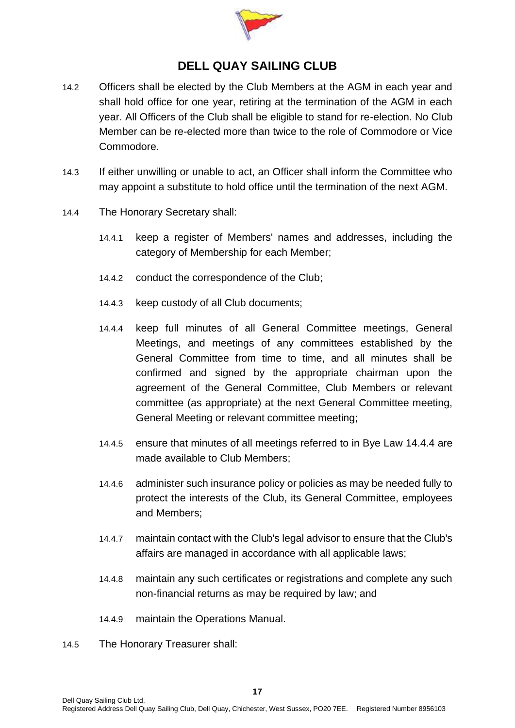14.2 Officers shall be elected by the Club Members at the AGM in each year and shall hold office for one year, retiring at the termination of the AGM in each year. All Officers of the Club shall be eligible to stand for re-election. No Club Member can be re-elected more than twice to the role of Commodore or Vice Commodore.

14.3 If either unwilling or unable to act, an Officer shall inform the Committee who may appoint a substitute to hold office until the termination of the next AGM.

14.4 The Honorary Secretary shall:

14.4.1 keep a register of Members' names and addresses, including the category of Membership for each Member;

14.4.2 conduct the correspondence of the Club;

14.4.3 keep custody of all Club documents;

14.4.4 keep full minutes of all General Committee meetings, General Meetings, and meetings of any committees established by the General Committee from time to time, and all minutes shall be confirmed and signed by the appropriate chairman upon the agreement of the General Committee, Club Members or relevant committee (as appropriate) at the next General Committee meeting, General Meeting or relevant committee meeting;

14.4.5 ensure that minutes of all meetings referred to in Bye Law 14.4.4 are made available to Club Members;

14.4.6 administer such insurance policy or policies as may be needed fully to protect the interests of the Club, its General Committee, employees and Members;

14.4.7 maintain contact with the Club's legal advisor to ensure that the Club's affairs are managed in accordance with all applicable laws;

14.4.8 maintain any such certificates or registrations and complete any such non-financial returns as may be required by law; and

14.4.9 maintain the Operations Manual.

14.5 The Honorary Treasurer shall: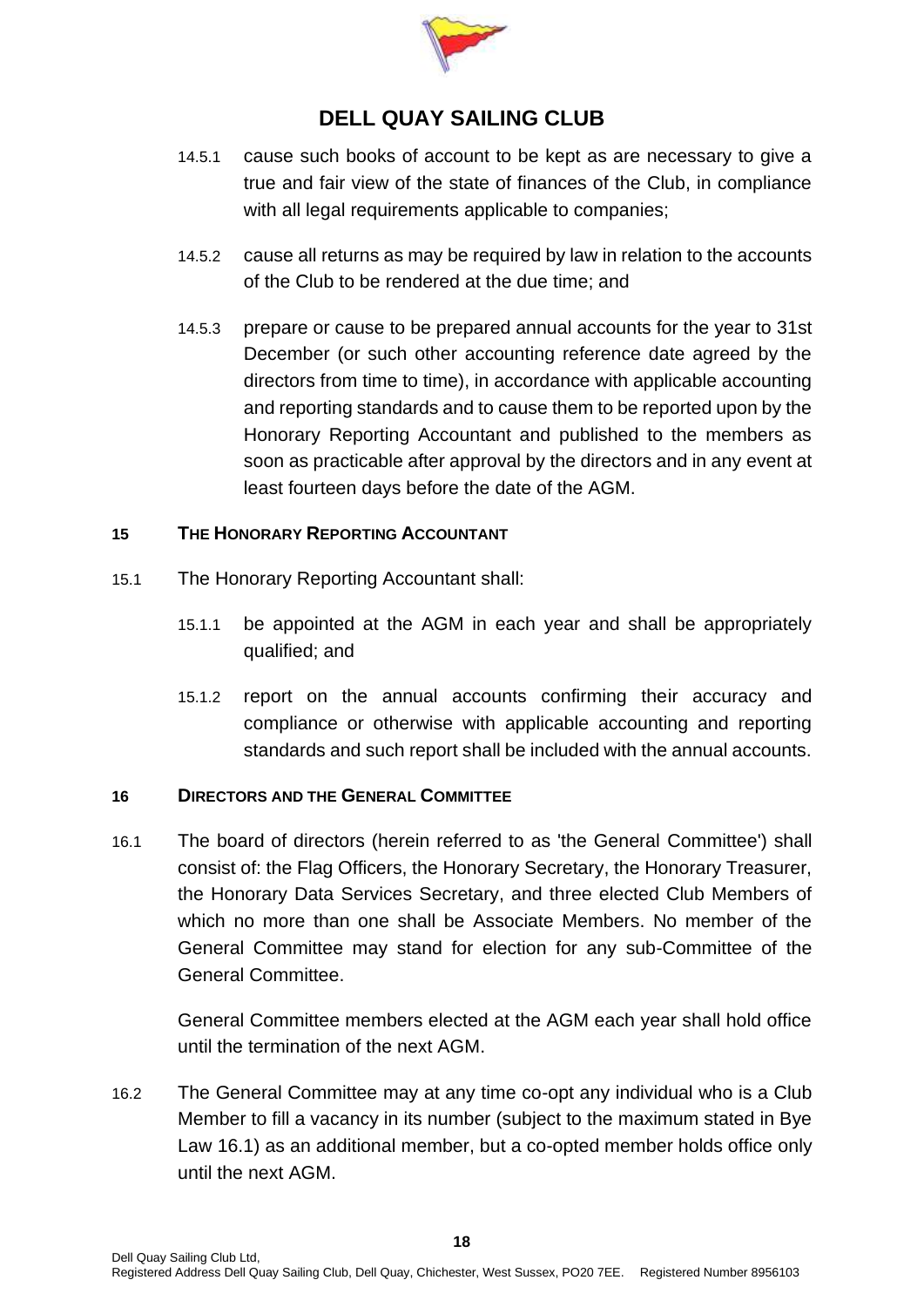14.5.1 cause such books of account to be kept as are necessary to give a true and fair view of the state of finances of the Club, in compliance with all legal requirements applicable to companies;

14.5.2 cause all returns as may be required by law in relation to the accounts of the Club to be rendered at the due time; and

14.5.3 prepare or cause to be prepared annual accounts for the year to 31st December (or such other accounting reference date agreed by the directors from time to time), in accordance with applicable accounting and reporting standards and to cause them to be reported upon by the Honorary Reporting Accountant and published to the members as soon as practicable after approval by the directors and in any event at least fourteen days before the date of the AGM.

## 15 THE HONORARY REPORTING ACCOUNTANT

15.1 The Honorary Reporting Accountant shall:

15.1.1 be appointed at the AGM in each year and shall be appropriately qualified; and

15.1.2 report on the annual accounts confirming their accuracy and compliance or otherwise with applicable accounting and reporting standards and such report shall be included with the annual accounts.

## 16 DIRECTORS AND THE GENERAL COMMITTEE

16.1 The board of directors (herein referred to as 'the General Committee') shall consist of: the Flag Officers, the Honorary Secretary, the Honorary Treasurer, the Honorary Data Services Secretary, and three elected Club Members of which no more than one shall be Associate Members. No member of the General Committee may stand for election for any sub-Committee of the General Committee.

General Committee members elected at the AGM each year shall hold office until the termination of the next AGM.

16.2 The General Committee may at any time co-opt any individual who is a Club Member to fill a vacancy in its number (subject to the maximum stated in Bye Law 16.1) as an additional member, but a co-opted member holds office only until the next AGM.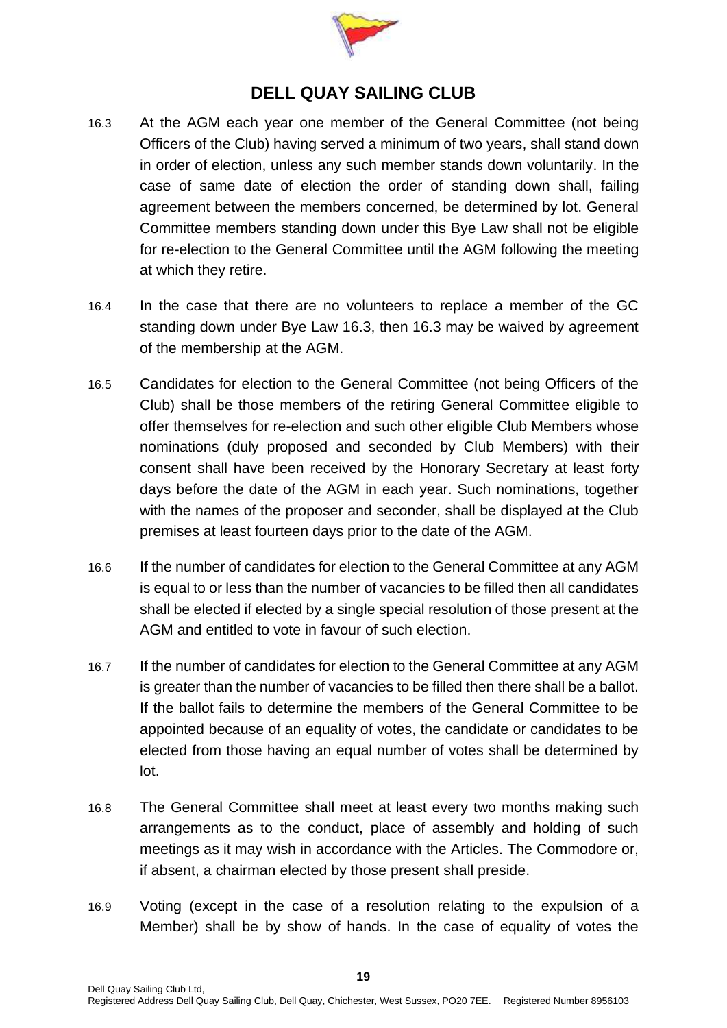# DELL QUAY SAILING CLUB

16.3 At the AGM each year one member of the General Committee (not being Officers of the Club) having served a minimum of two years, shall stand down in order of election, unless any such member stands down voluntarily. In the case of same date of election the order of standing down shall, failing agreement between the members concerned, be determined by lot. General Committee members standing down under this Bye Law shall not be eligible for re-election to the General Committee until the AGM following the meeting at which they retire.

16.4 In the case that there are no volunteers to replace a member of the GC standing down under Bye Law 16.3, then 16.3 may be waived by agreement of the membership at the AGM.

16.5 Candidates for election to the General Committee (not being Officers of the Club) shall be those members of the retiring General Committee eligible to offer themselves for re-election and such other eligible Club Members whose nominations (duly proposed and seconded by Club Members) with their consent shall have been received by the Honorary Secretary at least forty days before the date of the AGM in each year. Such nominations, together with the names of the proposer and seconder, shall be displayed at the Club premises at least fourteen days prior to the date of the AGM.

16.6 If the number of candidates for election to the General Committee at any AGM is equal to or less than the number of vacancies to be filled then all candidates shall be elected if elected by a single special resolution of those present at the AGM and entitled to vote in favour of such election.

16.7 If the number of candidates for election to the General Committee at any AGM is greater than the number of vacancies to be filled then there shall be a ballot. If the ballot fails to determine the members of the General Committee to be appointed because of an equality of votes, the candidate or candidates to be elected from those having an equal number of votes shall be determined by lot.

16.8 The General Committee shall meet at least every two months making such arrangements as to the conduct, place of assembly and holding of such meetings as it may wish in accordance with the Articles. The Commodore or, if absent, a chairman elected by those present shall preside.

16.9 Voting (except in the case of a resolution relating to the expulsion of a Member) shall be by show of hands. In the case of equality of votes the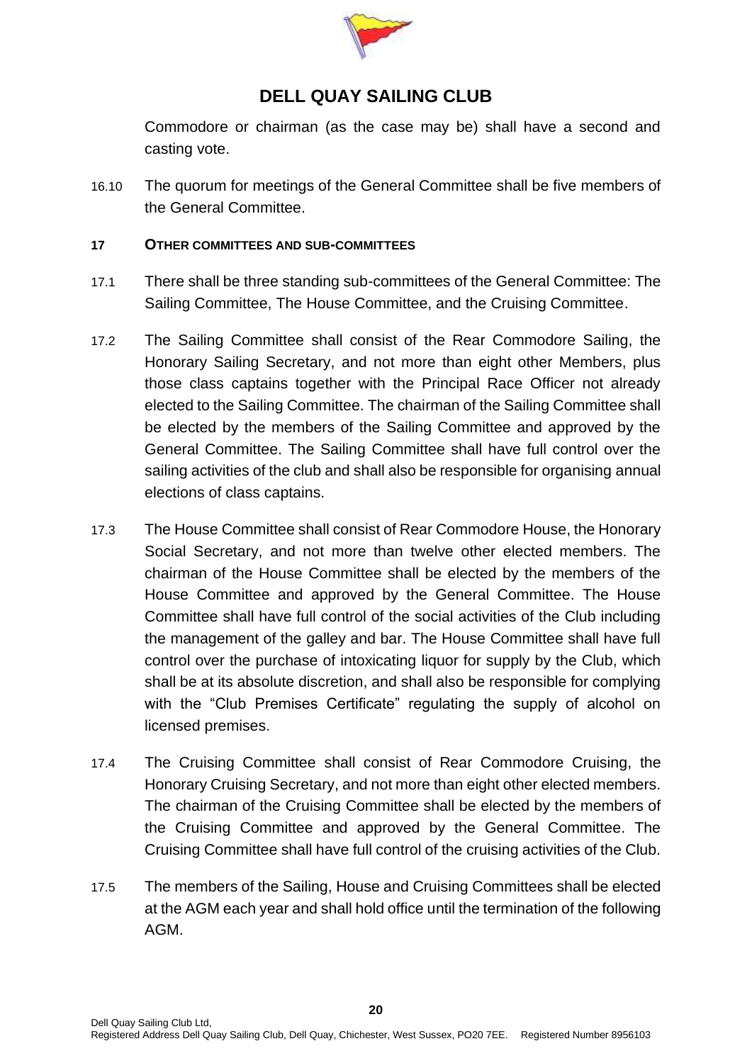Commodore or chairman (as the case may be) shall have a second and casting vote.

16.10 The quorum for meetings of the General Committee shall be five members of the General Committee.

**17 OTHER COMMITTEES AND SUB-COMMITTEES**

17.1 There shall be three standing sub-committees of the General Committee: The Sailing Committee, The House Committee, and the Cruising Committee.

17.2 The Sailing Committee shall consist of the Rear Commodore Sailing, the Honorary Sailing Secretary, and not more than eight other Members, plus those class captains together with the Principal Race Officer not already elected to the Sailing Committee. The chairman of the Sailing Committee shall be elected by the members of the Sailing Committee and approved by the General Committee. The Sailing Committee shall have full control over the sailing activities of the club and shall also be responsible for organising annual elections of class captains.

17.3 The House Committee shall consist of Rear Commodore House, the Honorary Social Secretary, and not more than twelve other elected members. The chairman of the House Committee shall be elected by the members of the House Committee and approved by the General Committee. The House Committee shall have full control of the social activities of the Club including the management of the galley and bar. The House Committee shall have full control over the purchase of intoxicating liquor for supply by the Club, which shall be at its absolute discretion, and shall also be responsible for complying with the "Club Premises Certificate" regulating the supply of alcohol on licensed premises.

17.4 The Cruising Committee shall consist of Rear Commodore Cruising, the Honorary Cruising Secretary, and not more than eight other elected members. The chairman of the Cruising Committee shall be elected by the members of the Cruising Committee and approved by the General Committee. The Cruising Committee shall have full control of the cruising activities of the Club.

17.5 The members of the Sailing, House and Cruising Committees shall be elected at the AGM each year and shall hold office until the termination of the following AGM.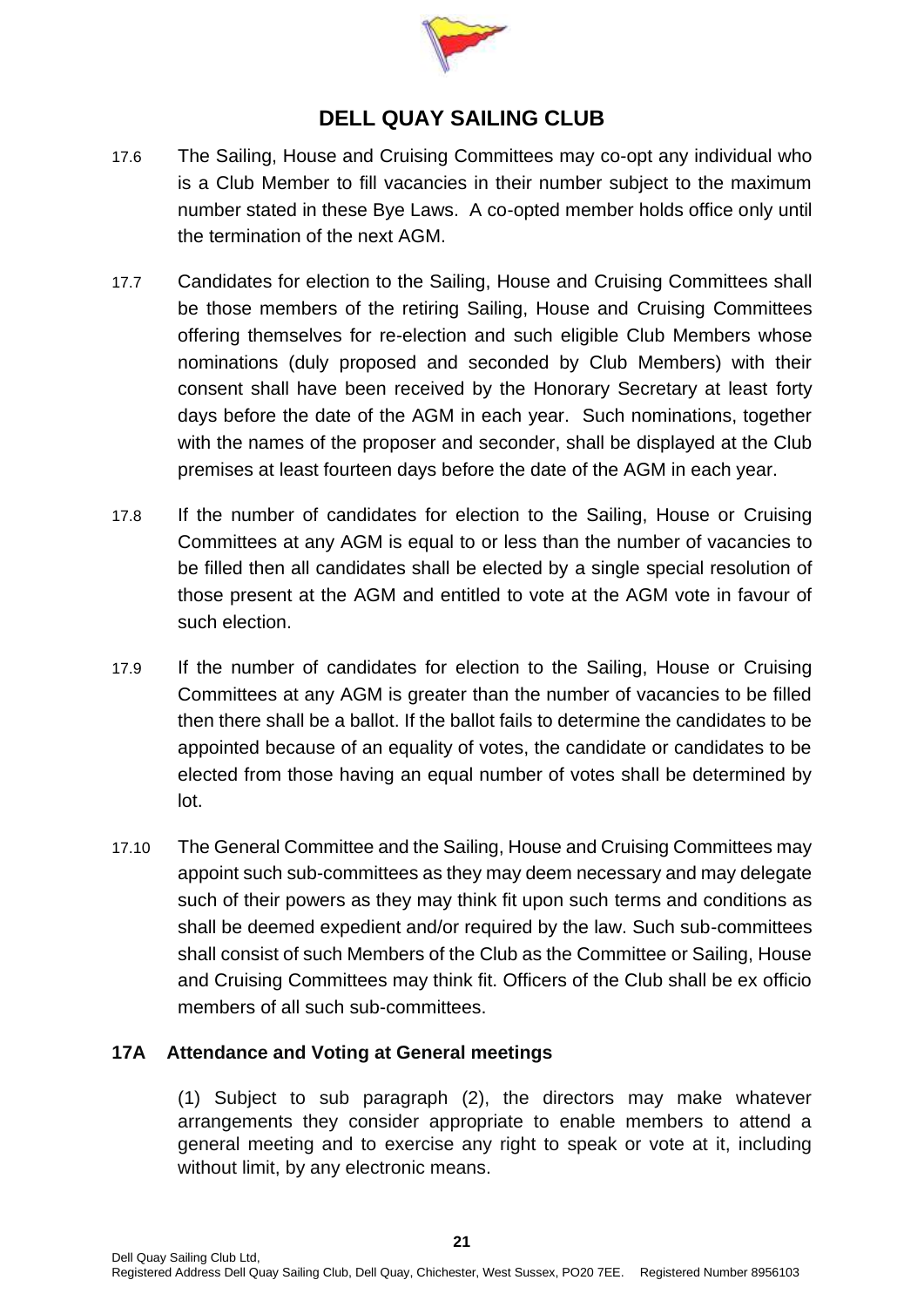17.6 The Sailing, House and Cruising Committees may co-opt any individual who is a Club Member to fill vacancies in their number subject to the maximum number stated in these Bye Laws. A co-opted member holds office only until the termination of the next AGM.

17.7 Candidates for election to the Sailing, House and Cruising Committees shall be those members of the retiring Sailing, House and Cruising Committees offering themselves for re-election and such eligible Club Members whose nominations (duly proposed and seconded by Club Members) with their consent shall have been received by the Honorary Secretary at least forty days before the date of the AGM in each year. Such nominations, together with the names of the proposer and seconder, shall be displayed at the Club premises at least fourteen days before the date of the AGM in each year.

17.8 If the number of candidates for election to the Sailing, House or Cruising Committees at any AGM is equal to or less than the number of vacancies to be filled then all candidates shall be elected by a single special resolution of those present at the AGM and entitled to vote at the AGM vote in favour of such election.

17.9 If the number of candidates for election to the Sailing, House or Cruising Committees at any AGM is greater than the number of vacancies to be filled then there shall be a ballot. If the ballot fails to determine the candidates to be appointed because of an equality of votes, the candidate or candidates to be elected from those having an equal number of votes shall be determined by lot.

17.10 The General Committee and the Sailing, House and Cruising Committees may appoint such sub-committees as they may deem necessary and may delegate such of their powers as they may think fit upon such terms and conditions as shall be deemed expedient and/or required by the law. Such sub-committees shall consist of such Members of the Club as the Committee or Sailing, House and Cruising Committees may think fit. Officers of the Club shall be ex officio members of all such sub-committees.

### 17A Attendance and Voting at General meetings

(1) Subject to sub paragraph (2), the directors may make whatever arrangements they consider appropriate to enable members to attend a general meeting and to exercise any right to speak or vote at it, including without limit, by any electronic means.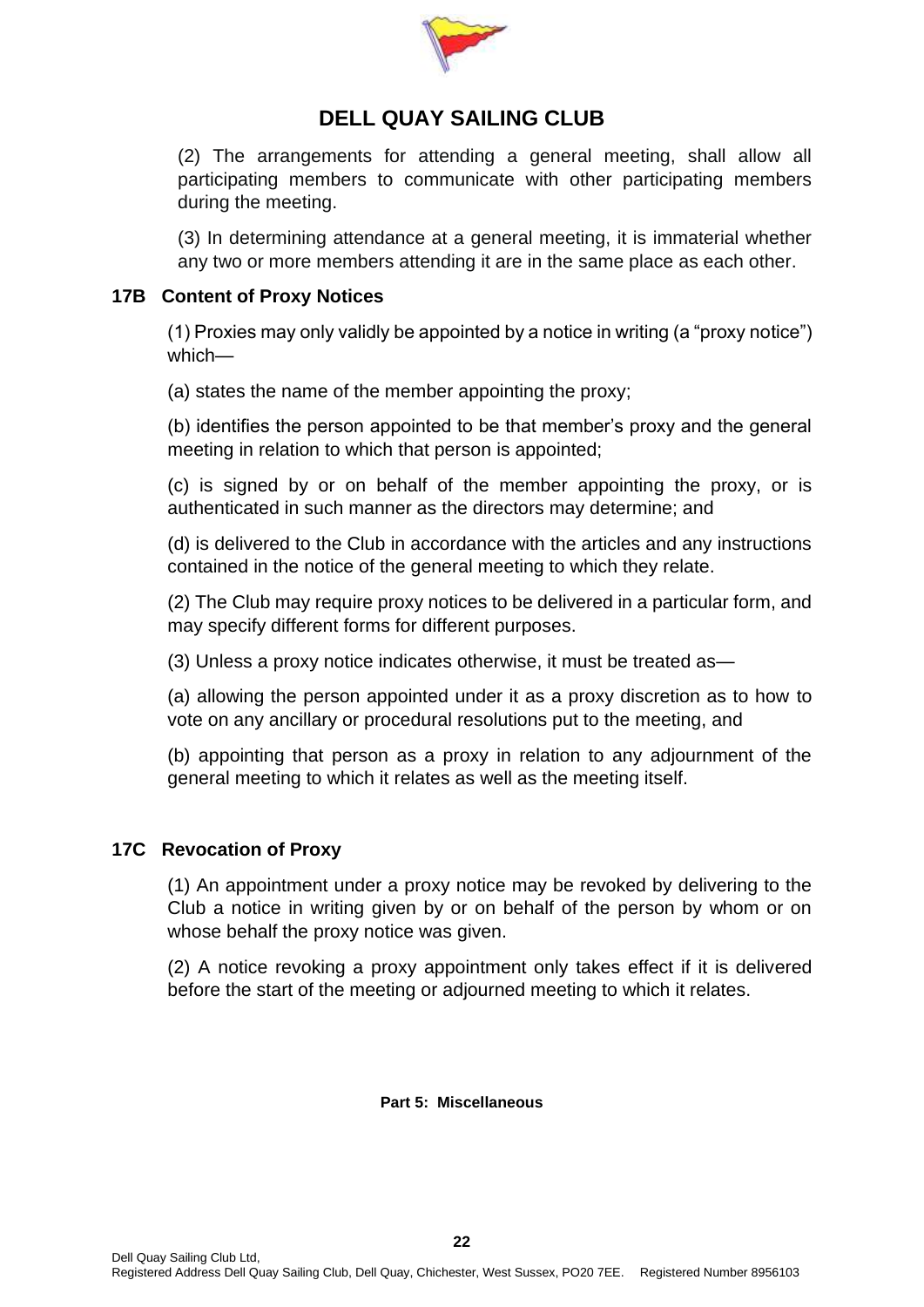(2) The arrangements for attending a general meeting, shall allow all participating members to communicate with other participating members during the meeting.

(3) In determining attendance at a general meeting, it is immaterial whether any two or more members attending it are in the same place as each other.

### 17B Content of Proxy Notices

(1) Proxies may only validly be appointed by a notice in writing (a "proxy notice") which—

(a) states the name of the member appointing the proxy;

(b) identifies the person appointed to be that member's proxy and the general meeting in relation to which that person is appointed;

(c) is signed by or on behalf of the member appointing the proxy, or is authenticated in such manner as the directors may determine; and

(d) is delivered to the Club in accordance with the articles and any instructions contained in the notice of the general meeting to which they relate.

(2) The Club may require proxy notices to be delivered in a particular form, and may specify different forms for different purposes.

(3) Unless a proxy notice indicates otherwise, it must be treated as—

(a) allowing the person appointed under it as a proxy discretion as to how to vote on any ancillary or procedural resolutions put to the meeting, and

(b) appointing that person as a proxy in relation to any adjournment of the general meeting to which it relates as well the meeting itself.

### 17C Revocation of Proxy

(1) An appointment under a proxy notice may be revoked by delivering to the Club a notice in writing given by or on behalf of the person by whom or on whose behalf the proxy notice was given.

(2) A notice revoking a proxy appointment only takes effect if it is delivered before the start of the meeting or adjourned meeting to which it relates.

## Part 5: Miscellaneous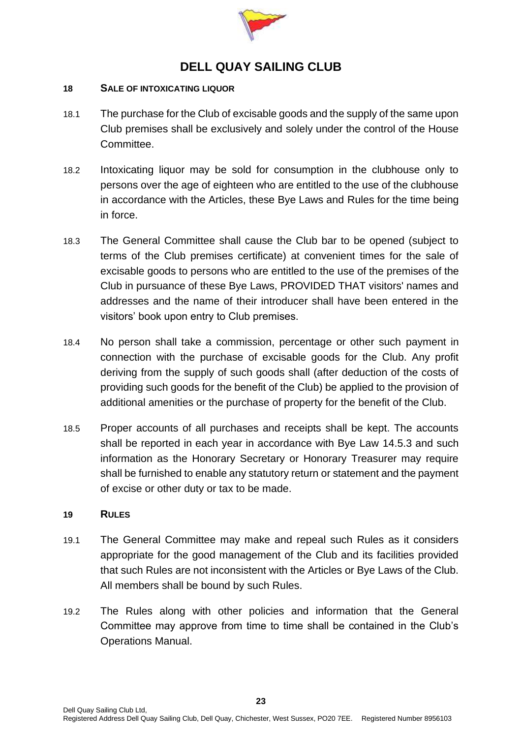# DELL QUAY SAILING CLUB

## 18 SALE OF INTOXICATING LIQUOR

18.1 The purchase for the Club of excisable goods and the supply of the same upon Club premises shall be exclusively and solely under the control of the House Committee.

18.2 Intoxicating liquor may be sold for consumption in the clubhouse only to persons over the age of eighteen who are entitled to the use of the clubhouse in accordance with the Articles, these Bye Laws and Rules for the time being in force.

18.3 The General Committee shall cause the Club bar to be opened (subject to terms of the Club premises certificate) at convenient times for the sale of excisable goods to persons who are entitled to the use of the premises of the Club in pursuance of these Bye Laws, PROVIDED THAT visitors' names and addresses and the name of their introducer shall have been entered in the visitors' book upon entry to Club premises.

18.4 No person shall take a commission, percentage or other such payment in connection with the purchase of excisable goods for the Club. Any profit deriving from the supply of such goods shall (after deduction of the costs of providing such goods for the benefit of the Club) be applied to the provision of additional amenities or the purchase of property for the benefit of the Club.

18.5 Proper accounts of all purchases and receipts shall be kept. The accounts shall be reported in each year in accordance with Bye Law 14.5.3 and such information as the Honorary Secretary or Honorary Treasurer may require shall be furnished to enable any statutory return or statement and the payment of excise or other duty or tax to be made.

## 19 RULES

19.1 The General Committee may make and repeal such Rules as it considers appropriate for the good management of the Club and its facilities provided that such Rules are not inconsistent with the Articles or Bye Laws of the Club. All members shall be bound by such Rules.

19.2 The Rules along with other policies and information that the General Committee may approve from time to time shall be contained in the Club's Operations Manual.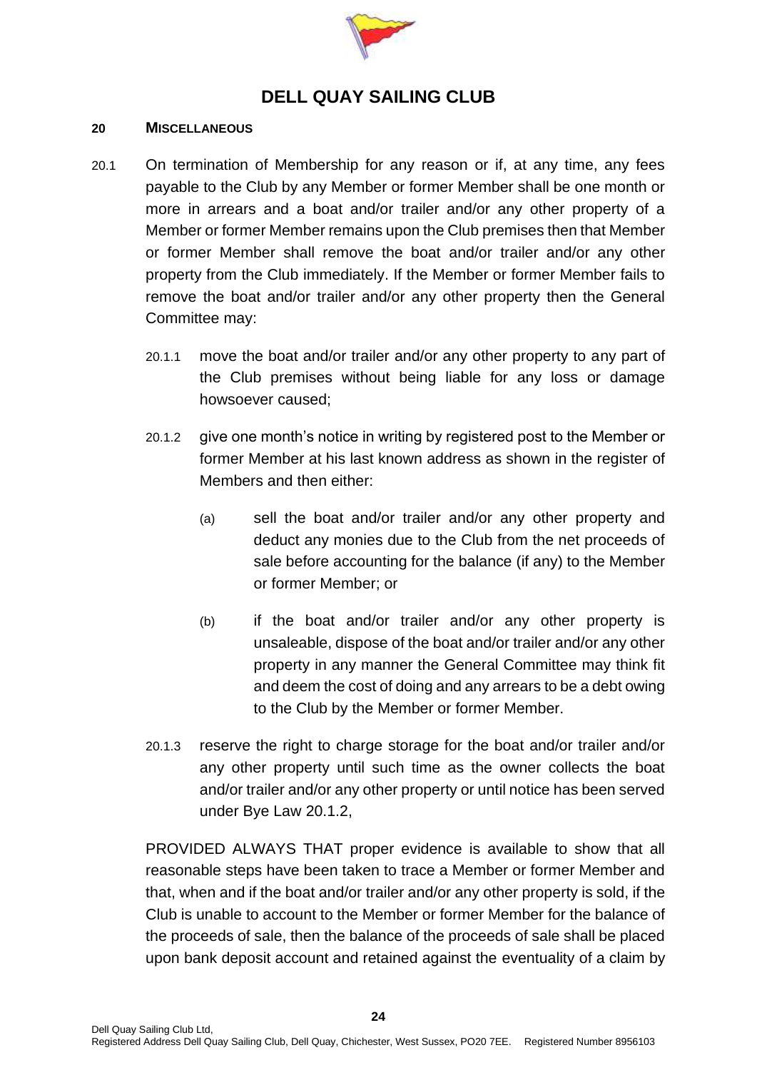# DELL QUAY SAILING CLUB

**20 MISCELLANEOUS**

20.1 On termination of Membership for any reason or if, at any time, any fees payable to the Club by any Member or former Member shall be one month or more in arrears and a boat and/or trailer and/or any other property of a Member or former Member remains upon the Club premises then that Member or former Member shall remove the boat and/or trailer and/or any other property from the Club immediately. If the Member or former Member fails to remove the boat and/or trailer and/or any other property then the General Committee may:

20.1.1 move the boat and/or trailer and/or any other property to any part of the Club premises without being liable for any loss or damage howsoever caused;

20.1.2 give one month's notice in writing by registered post to the Member or former Member at his last known address as shown in the register of Members and then either:

(a) sell the boat and/or trailer and/or any other property and deduct any monies due to the Club from the net proceeds of sale before accounting for the balance (if any) to the Member or former Member; or

(b) if the boat and/or trailer and/or any other property is unsaleable, dispose of the boat and/or trailer and/or any other property in any manner the General Committee may think fit and deem the cost of doing and any arrears to be a debt owing to the Club by the Member or former Member.

20.1.3 reserve the right to charge storage for the boat and/or trailer and/or any other property until such time as the owner collects the boat and/or trailer and/or any other property or until notice has been served under Bye Law 20.1.2,

PROVIDED ALWAYS THAT proper evidence is available to show that all reasonable steps have been taken to trace a Member or former Member and that, when and if the boat and/or trailer and/or any other property is sold, if the Club is unable to account to the Member or former Member for the balance of the proceeds of sale, then the balance of the proceeds of sale shall be placed upon bank deposit account and retained against the eventuality of a claim by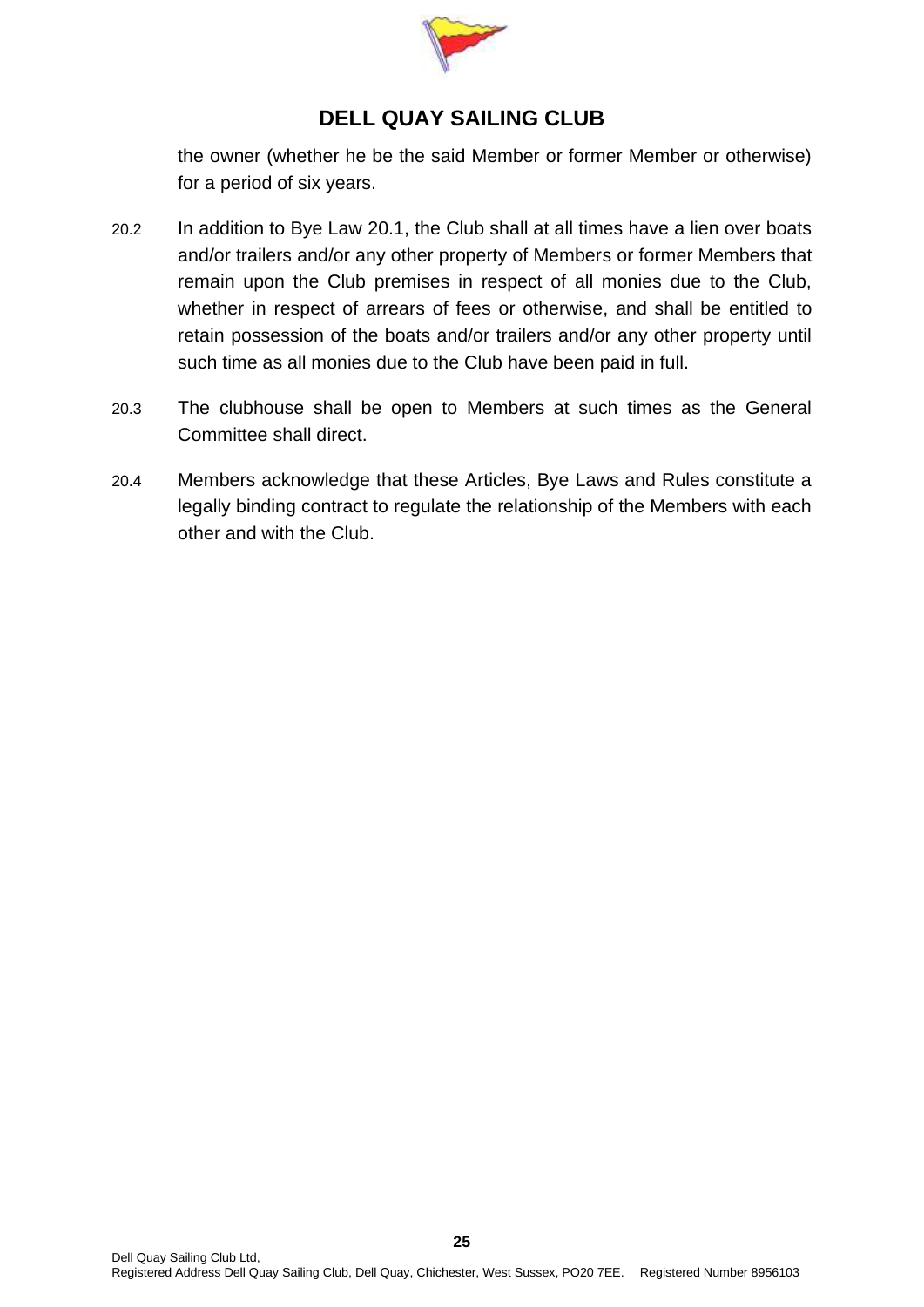the owner (whether he be the said Member or former Member or otherwise) for a period of six years.

20.2 In addition to Bye Law 20.1, the Club shall at all times have a lien over boats and/or trailers and/or any other property of Members or former Members that remain upon the Club premises in respect of all monies due to the Club, whether in respect of arrears of fees or otherwise, and shall be entitled to retain possession of the boats and/or trailers and/or any other property until such time as all monies due to the Club have been paid in full.

20.3 The clubhouse shall be open to Members at such times as the General Committee shall direct.

20.4 Members acknowledge that these Articles, Bye Laws and Rules constitute a legally binding contract to regulate the relationship of the Members with each other and with the Club.